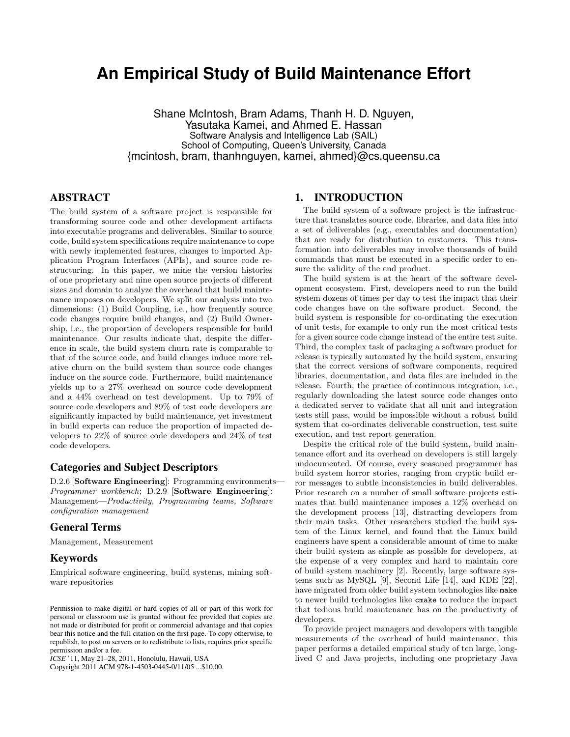# An Empirical Study of Build Maintenance Effort

Shane McIntosh, Bram Adams, Thanh H. D. Nguyen, Yasutaka Kamei, and Ahmed E. Hassan
Software Analysis and Intelligence Lab (SAIL)
School of Computing, Queen's University, Canada
{mcintosh, bram, thanhnguyen, kamei, ahmed}@cs.queensu.ca

## ABSTRACT

The build system of a software project is responsible for transforming source code and other development artifacts into executable programs and deliverables. Similar to source code, build system specifications require maintenance to cope with newly implemented features, changes to imported Application Program Interfaces (APIs), and source code restructuring. In this paper, we mine the version histories of one proprietary and nine open source projects of different sizes and domain to analyze the overhead that build maintenance imposes on developers. We split our analysis into two dimensions: (1) Build Coupling, i.e., how frequently source code changes require build changes, and (2) Build Ownership, i.e., the proportion of developers responsible for build maintenance. Our results indicate that, despite the difference in scale, the build system churn rate is comparable to that of the source code, and build changes induce more relative churn on the build system than source code changes induce on the source code. Furthermore, build maintenance yields up to a 27% overhead on source code development and a 44% overhead on test development. Up to 79% of source code developers and 89% of test code developers are significantly impacted by build maintenance, yet investment in build experts can reduce the proportion of impacted developers to 22% of source code developers and 24% of test code developers.

### Categories and Subject Descriptors

D.2.6 [**Software Engineering**]: Programming environments—*Programmer workbench*; D.2.9 [**Software Engineering**]: Management—*Productivity, Programming teams, Software configuration management*

### General Terms

Management, Measurement

### Keywords

Empirical software engineering, build systems, mining software repositories

Permission to make digital or hard copies of all or part of this work for personal or classroom use is granted without fee provided that copies are not made or distributed for profit or commercial advantage and that copies bear this notice and the full citation on the first page. To copy otherwise, to republish, to post on servers or to redistribute to lists, requires prior specific permission and/or a fee.
*ICSE* '11, May 21–28, 2011, Honolulu, Hawaii, USA
Copyright 2011 ACM 978-1-4503-0445-0/11/05 ...$10.00.

## 1. INTRODUCTION

The build system of a software project is the infrastructure that translates source code, libraries, and data files into a set of deliverables (e.g., executables and documentation) that are ready for distribution to customers. This transformation into deliverables may involve thousands of build commands that must be executed in a specific order to ensure the validity of the end product.

The build system is at the heart of the software development ecosystem. First, developers need to run the build system dozens of times per day to test the impact that their code changes have on the software product. Second, the build system is responsible for co-ordinating the execution of unit tests, for example to only run the most critical tests for a given source code change instead of the entire test suite. Third, the complex task of packaging a software product for release is typically automated by the build system, ensuring that the correct versions of software components, required libraries, documentation, and data files are included in the release. Fourth, the practice of continuous integration, i.e., regularly downloading the latest source code changes onto a dedicated server to validate that all unit and integration tests still pass, would be impossible without a robust build system that co-ordinates deliverable construction, test suite execution, and test report generation.

Despite the critical role of the build system, build maintenance effort and its overhead on developers is still largely undocumented. Of course, every seasoned programmer has build system horror stories, ranging from cryptic build error messages to subtle inconsistencies in build deliverables. Prior research on a number of small software projects estimates that build maintenance imposes a 12% overhead on the development process [13], distracting developers from their main tasks. Other researchers studied the build system of the Linux kernel, and found that the Linux build engineers have spent a considerable amount of time to make their build system as simple as possible for developers, at the expense of a very complex and hard to maintain core of build system machinery [2]. Recently, large software systems such as MySQL [9], Second Life [14], and KDE [22], have migrated from older build system technologies like `make` to newer build technologies like `cmake` to reduce the impact that tedious build maintenance has on the productivity of developers.

To provide project managers and developers with tangible measurements of the overhead of build maintenance, this paper performs a detailed empirical study of ten large, long-lived C and Java projects, including one proprietary Java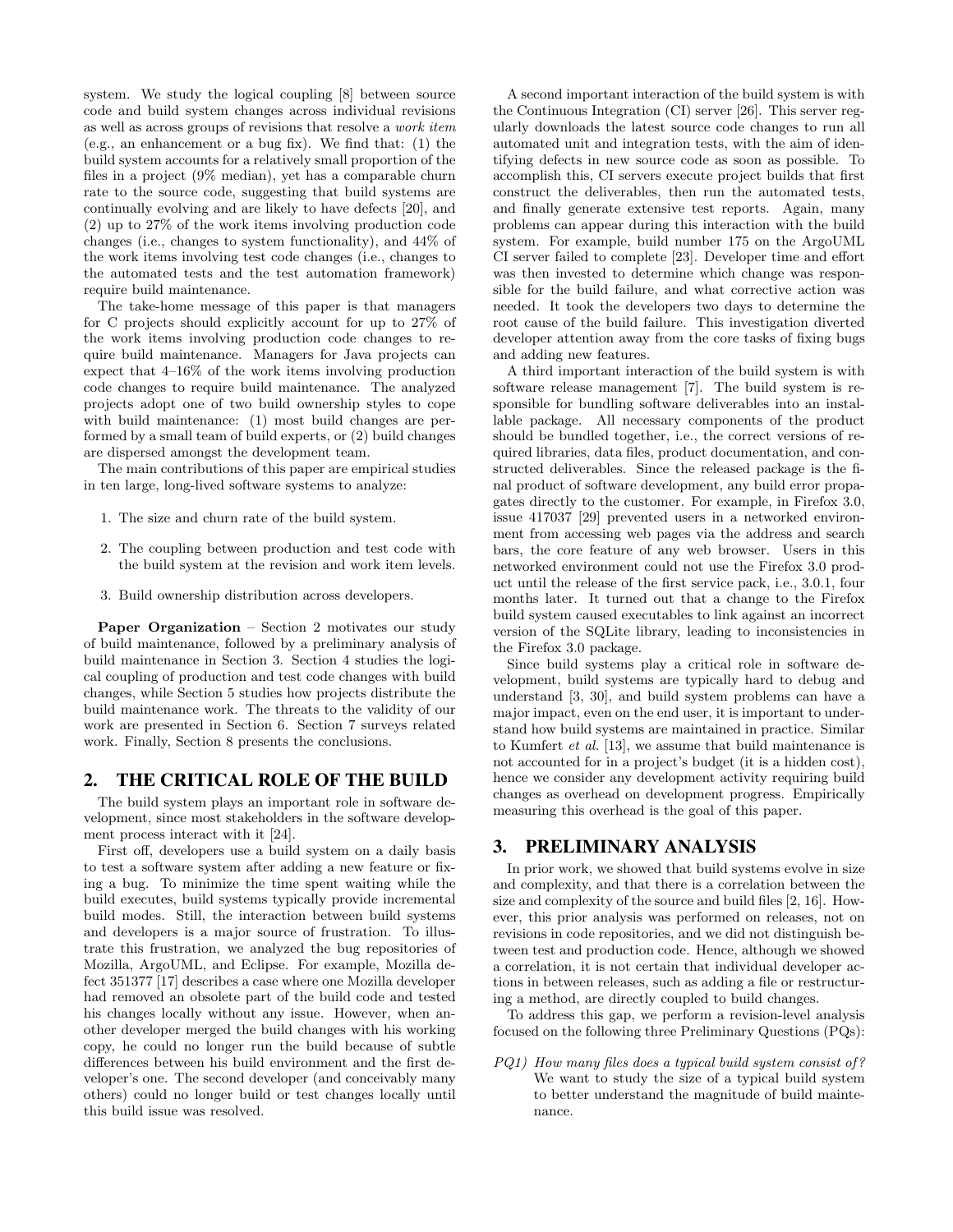system. We study the logical coupling [8] between source code and build system changes across individual revisions as well as across groups of revisions that resolve a *work item* (e.g., an enhancement or a bug fix). We find that: (1) the build system accounts for a relatively small proportion of the files in a project (9% median), yet has a comparable churn rate to the source code, suggesting that build systems are continually evolving and are likely to have defects [20], and (2) up to 27% of the work items involving production code changes (i.e., changes to system functionality), and 44% of the work items involving test code changes (i.e., changes to the automated tests and the test automation framework) require build maintenance.

The take-home message of this paper is that managers for C projects should explicitly account for up to 27% of the work items involving production code changes to require build maintenance. Managers for Java projects can expect that 4–16% of the work items involving production code changes to require build maintenance. The analyzed projects adopt one of two build ownership styles to cope with build maintenance: (1) most build changes are performed by a small team of build experts, or (2) build changes are dispersed amongst the development team.

The main contributions of this paper are empirical studies in ten large, long-lived software systems to analyze:

1. The size and churn rate of the build system.
2. The coupling between production and test code with the build system at the revision and work item levels.
3. Build ownership distribution across developers.

**Paper Organization** – Section 2 motivates our study of build maintenance, followed by a preliminary analysis of build maintenance in Section 3. Section 4 studies the logical coupling of production and test code changes with build changes, while Section 5 studies how projects distribute the build maintenance work. The threats to the validity of our work are presented in Section 6. Section 7 surveys related work. Finally, Section 8 presents the conclusions.

## 2. THE CRITICAL ROLE OF THE BUILD

The build system plays an important role in software development, since most stakeholders in the software development process interact with it [24].

First off, developers use a build system on a daily basis to test a software system after adding a new feature or fixing a bug. To minimize the time spent waiting while the build executes, build systems typically provide incremental build modes. Still, the interaction between build systems and developers is a major source of frustration. To illustrate this frustration, we analyzed the bug repositories of Mozilla, ArgoUML, and Eclipse. For example, Mozilla defect 351377 [17] describes a case where one Mozilla developer had removed an obsolete part of the build code and tested his changes locally without any issue. However, when another developer merged the build changes with his working copy, he could no longer run the build because of subtle differences between his build environment and the first developer's one. The second developer (and conceivably many others) could no longer build or test changes locally until this build issue was resolved.

A second important interaction of the build system is with the Continuous Integration (CI) server [26]. This server regularly downloads the latest source code changes to run all automated unit and integration tests, with the aim of identifying defects in new source code as soon as possible. To accomplish this, CI servers execute project builds that first construct the deliverables, then run the automated tests, and finally generate extensive test reports. Again, many problems can appear during this interaction with the build system. For example, build number 175 on the ArgoUML CI server failed to complete [23]. Developer time and effort was then invested to determine which change was responsible for the build failure, and what corrective action was needed. It took the developers two days to determine the root cause of the build failure. This investigation diverted developer attention away from the core tasks of fixing bugs and adding new features.

A third important interaction of the build system is with software release management [7]. The build system is responsible for bundling software deliverables into an installable package. All necessary components of the product should be bundled together, i.e., the correct versions of required libraries, data files, product documentation, and constructed deliverables. Since the released package is the final product of software development, any build error propagates directly to the customer. For example, in Firefox 3.0, issue 417037 [29] prevented users in a networked environment from accessing web pages via the address and search bars, the core feature of any web browser. Users in this networked environment could not use the Firefox 3.0 product until the release of the first service pack, i.e., 3.0.1, four months later. It turned out that a change to the Firefox build system caused executables to link against an incorrect version of the SQLite library, leading to inconsistencies in the Firefox 3.0 package.

Since build systems play a critical role in software development, build systems are typically hard to debug and understand [3, 30], and build system problems can have a major impact, even on the end user, it is important to understand how build systems are maintained in practice. Similar to Kumfert *et al.* [13], we assume that build maintenance is not accounted for in a project's budget (it is a hidden cost), hence we consider any development activity requiring build changes as overhead on development progress. Empirically measuring this overhead is the goal of this paper.

## 3. PRELIMINARY ANALYSIS

In prior work, we showed that build systems evolve in size and complexity, and that there is a correlation between the size and complexity of the source and build files [2, 16]. However, this prior analysis was performed on releases, not on revisions in code repositories, and we did not distinguish between test and production code. Hence, although we showed a correlation, it is not certain that individual developer actions in between releases, such as adding a file or restructuring a method, are directly coupled to build changes.

To address this gap, we perform a revision-level analysis focused on the following three Preliminary Questions (PQs):

*PQ1) How many files does a typical build system consist of?* We want to study the size of a typical build system to better understand the magnitude of build maintenance.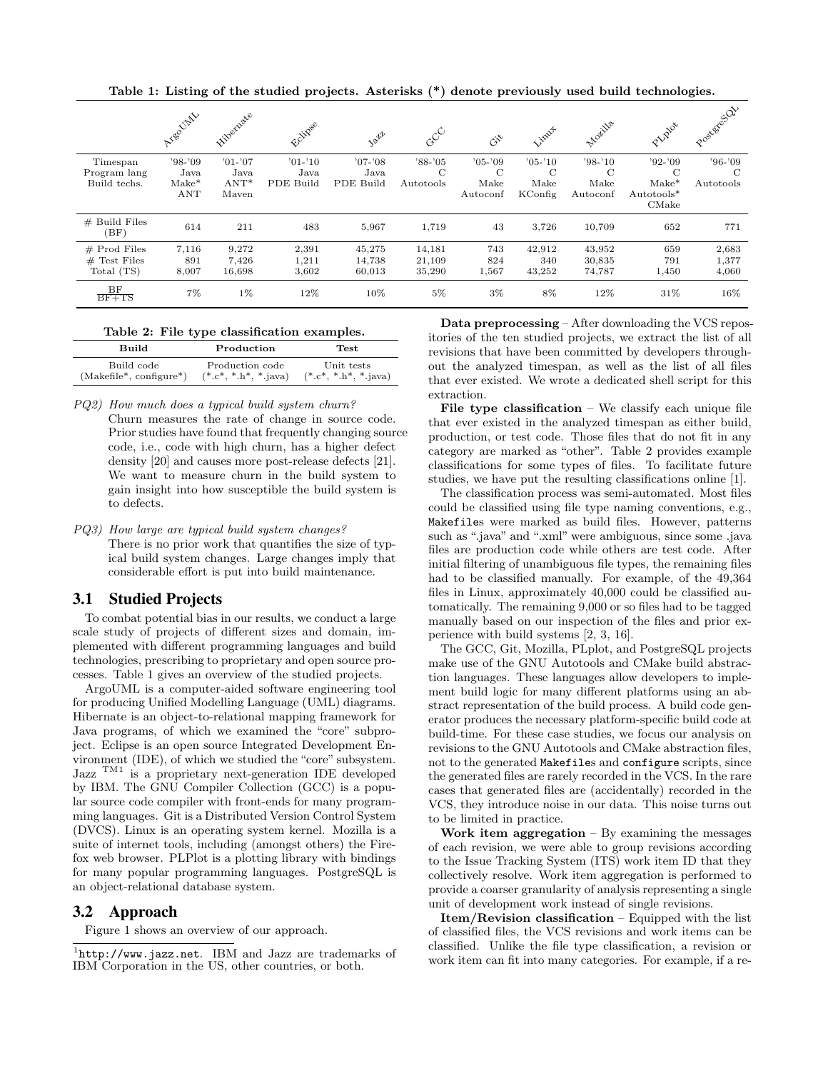**Table 1: Listing of the studied projects. Asterisks (*) denote previously used build technologies.**

| | ArgoUML | Hibernate | Eclipse | Jazz | GCC | Git | Linux | Mozilla | PLplot | PostgreSQL |
|---|---|---|---|---|---|---|---|---|---|---|
| Timespan | '98-'09 | '01-'07 | '01-'10 | '07-'08 | '88-'05 | '05-'09 | '05-'10 | '98-'10 | '92-'09 | '96-'09 |
| Program lang | Java | Java | Java | Java | C | C | C | C | C | C |
| Build techs. | Make* ANT | ANT* Maven | PDE Build | PDE Build | Autotools | Make Autoconf | Make KConfig | Make Autoconf | Make* Autotools* CMake | Autotools |
| # Build Files (BF) | 614 | 211 | 483 | 5,967 | 1,719 | 43 | 3,726 | 10,709 | 652 | 771 |
| # Prod Files | 7,116 | 9,272 | 2,391 | 45,275 | 14,181 | 743 | 42,912 | 43,952 | 659 | 2,683 |
| # Test Files | 891 | 7,426 | 1,211 | 14,738 | 21,109 | 824 | 340 | 30,835 | 791 | 1,377 |
| Total (TS) | 8,007 | 16,698 | 3,602 | 60,013 | 35,290 | 1,567 | 43,252 | 74,787 | 1,450 | 4,060 |
| $\frac{BF}{BF+TS}$ | 7% | 1% | 12% | 10% | 5% | 3% | 8% | 12% | 31% | 16% |

**Table 2: File type classification examples.**

| Build | Production | Test |
|---|---|---|
| Build code (Makefile*, configure*) | Production code (*.c*, *.h*, *.java) | Unit tests (*.c*, *.h*, *.java) |

*PQ2) How much does a typical build system churn?*
Churn measures the rate of change in source code. Prior studies have found that frequently changing source code, i.e., code with high churn, has a higher defect density [20] and causes more post-release defects [21]. We want to measure churn in the build system to gain insight into how susceptible the build system is to defects.

*PQ3) How large are typical build system changes?*
There is no prior work that quantifies the size of typical build system changes. Large changes imply that considerable effort is put into build maintenance.

## 3.1 Studied Projects

To combat potential bias in our results, we conduct a large scale study of projects of different sizes and domain, implemented with different programming languages and build technologies, prescribing to proprietary and open source processes. Table 1 gives an overview of the studied projects.

ArgoUML is a computer-aided software engineering tool for producing Unified Modelling Language (UML) diagrams. Hibernate is an object-to-relational mapping framework for Java programs, of which we examined the "core" subproject. Eclipse is an open source Integrated Development Environment (IDE), of which we studied the "core" subsystem. Jazz TM[1] is a proprietary next-generation IDE developed by IBM. The GNU Compiler Collection (GCC) is a popular source code compiler with front-ends for many programming languages. Git is a Distributed Version Control System (DVCS). Linux is an operating system kernel. Mozilla is a suite of internet tools, including (amongst others) the Firefox web browser. PLPlot is a plotting library with bindings for many popular programming languages. PostgreSQL is an object-relational database system.

## 3.2 Approach

Figure 1 shows an overview of our approach.

[1] `http://www.jazz.net`. IBM and Jazz are trademarks of IBM Corporation in the US, other countries, or both.

**Data preprocessing** – After downloading the VCS repositories of the ten studied projects, we extract the list of all revisions that have been committed by developers throughout the analyzed timespan, as well as the list of all files that ever existed. We wrote a dedicated shell script for this extraction.

**File type classification** – We classify each unique file that ever existed in the analyzed timespan as either build, production, or test code. Those files that do not fit in any category are marked as "other". Table 2 provides example classifications for some types of files. To facilitate future studies, we have put the resulting classifications online [1].

The classification process was semi-automated. Most files could be classified using file type naming conventions, e.g., `Makefile`s were marked as build files. However, patterns such as ".java" and ".xml" were ambiguous, since some .java files are production code while others are test code. After initial filtering of unambiguous file types, the remaining files had to be classified manually. For example, of the 49,364 files in Linux, approximately 40,000 could be classified automatically. The remaining 9,000 or so files had to be tagged manually based on our inspection of the files and prior experience with build systems [2, 3, 16].

The GCC, Git, Mozilla, PLplot, and PostgreSQL projects make use of the GNU Autotools and CMake build abstraction languages. These languages allow developers to implement build logic for many different platforms using an abstract representation of the build process. A build code generator produces the necessary platform-specific build code at build-time. For these case studies, we focus our analysis on revisions to the GNU Autotools and CMake abstraction files, not to the generated `Makefile`s and `configure` scripts, since the generated files are rarely recorded in the VCS. In the rare cases that generated files are (accidentally) recorded in the VCS, they introduce noise in our data. This noise turns out to be limited in practice.

**Work item aggregation** – By examining the messages of each revision, we were able to group revisions according to the Issue Tracking System (ITS) work item ID that they collectively resolve. Work item aggregation is performed to provide a coarser granularity of analysis representing a single unit of development work instead of single revisions.

**Item/Revision classification** – Equipped with the list of classified files, the VCS revisions and work items can be classified. Unlike the file type classification, a revision or work item can fit into many categories. For example, if a re-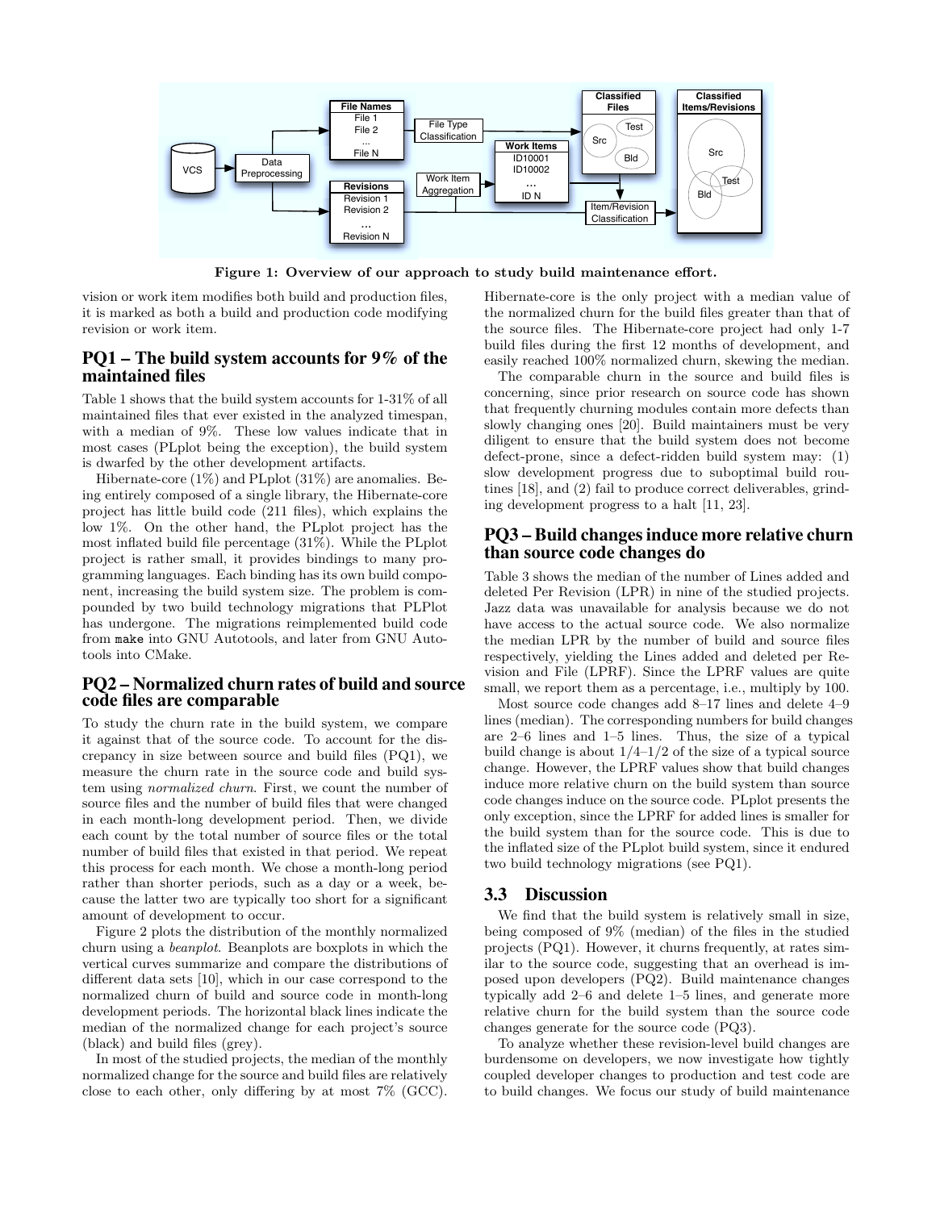Figure 1: Overview of our approach to study build maintenance effort.

vision or work item modifies both build and production files, it is marked as both a build and production code modifying revision or work item.

## PQ1 – The build system accounts for 9% of the maintained files

Table 1 shows that the build system accounts for 1-31% of all maintained files that ever existed in the analyzed timespan, with a median of 9%. These low values indicate that in most cases (PLplot being the exception), the build system is dwarfed by the other development artifacts.

Hibernate-core (1%) and PLplot (31%) are anomalies. Being entirely composed of a single library, the Hibernate-core project has little build code (211 files), which explains the low 1%. On the other hand, the PLplot project has the most inflated build file percentage (31%). While the PLplot project is rather small, it provides bindings to many programming languages. Each binding has its own build component, increasing the build system size. The problem is compounded by two build technology migrations that PLPlot has undergone. The migrations reimplemented build code from `make` into GNU Autotools, and later from GNU Autotools into CMake.

## PQ2 – Normalized churn rates of build and source code files are comparable

To study the churn rate in the build system, we compare it against that of the source code. To account for the discrepancy in size between source and build files (PQ1), we measure the churn rate in the source code and build system using *normalized churn*. First, we count the number of source files and the number of build files that were changed in each month-long development period. Then, we divide each count by the total number of source files or the total number of build files that existed in that period. We repeat this process for each month. We chose a month-long period rather than shorter periods, such as a day or a week, because the latter two are typically too short for a significant amount of development to occur.

Figure 2 plots the distribution of the monthly normalized churn using a *beanplot*. Beanplots are boxplots in which the vertical curves summarize and compare the distributions of different data sets [10], which in our case correspond to the normalized churn of build and source code in month-long development periods. The horizontal black lines indicate the median of the normalized change for each project's source (black) and build files (grey).

In most of the studied projects, the median of the monthly normalized change for the source and build files are relatively close to each other, only differing by at most 7% (GCC). Hibernate-core is the only project with a median value of the normalized churn for the build files greater than that of the source files. The Hibernate-core project had only 1-7 build files during the first 12 months of development, and easily reached 100% normalized churn, skewing the median.

The comparable churn in the source and build files is concerning, since prior research on source code has shown that frequently churning modules contain more defects than slowly changing ones [20]. Build maintainers must be very diligent to ensure that the build system does not become defect-prone, since a defect-ridden build system may: (1) slow development progress due to suboptimal build routines [18], and (2) fail to produce correct deliverables, grinding development progress to a halt [11, 23].

## PQ3 – Build changes induce more relative churn than source code changes do

Table 3 shows the median of the number of Lines added and deleted Per Revision (LPR) in nine of the studied projects. Jazz data was unavailable for analysis because we do not have access to the actual source code. We also normalize the median LPR by the number of build and source files respectively, yielding the Lines added and deleted per Revision and File (LPRF). Since the LPRF values are quite small, we report them as a percentage, i.e., multiply by 100.

Most source code changes add 8–17 lines and delete 4–9 lines (median). The corresponding numbers for build changes are 2–6 lines and 1–5 lines. Thus, the size of a typical build change is about 1/4–1/2 of the size of a typical source change. However, the LPRF values show that build changes induce more relative churn on the build system than source code changes induce on the source code. PLplot presents the only exception, since the LPRF for added lines is smaller for the build system than for the source code. This is due to the inflated size of the PLplot build system, since it endured two build technology migrations (see PQ1).

### 3.3 Discussion

We find that the build system is relatively small in size, being composed of 9% (median) of the files in the studied projects (PQ1). However, it churns frequently, at rates similar to the source code, suggesting that an overhead is imposed upon developers (PQ2). Build maintenance changes typically add 2–6 and delete 1–5 lines, and generate more relative churn for the build system than the source code changes generate for the source code (PQ3).

To analyze whether these revision-level build changes are burdensome on developers, we now investigate how tightly coupled developer changes to production and test code are to build changes. We focus our study of build maintenance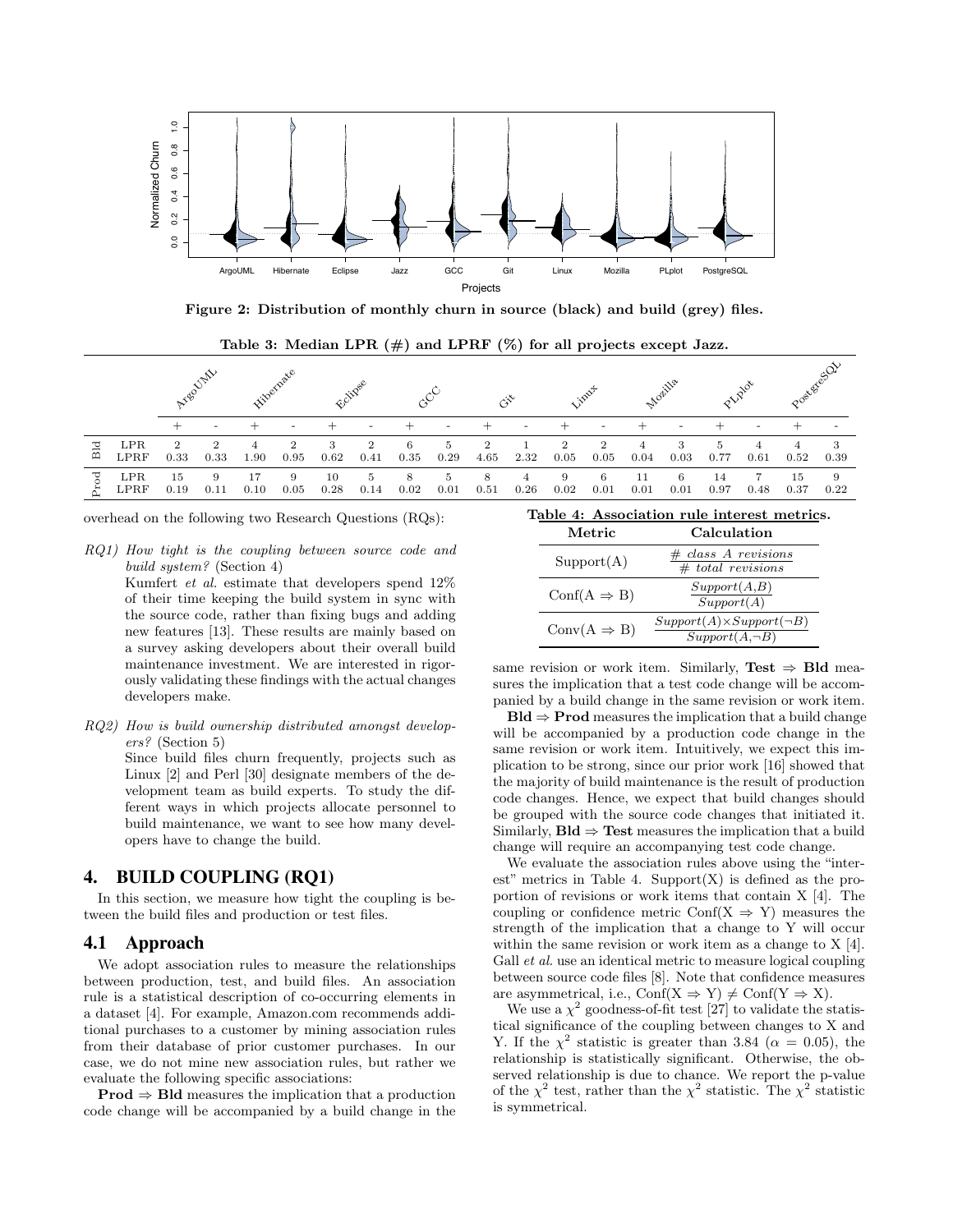Figure 2: Distribution of monthly churn in source (black) and build (grey) files.

Table 3: Median LPR (#) and LPRF (%) for all projects except Jazz.

| | | ArgoUML | | Hibernate | | Eclipse | | GCC | | Git | | Linux | | Mozilla | | PLplot | | PostgreSQL | |
|---|---|---|---|---|---|---|---|---|---|---|---|---|---|---|---|---|---|---|---|
| | | + | - | + | - | + | - | + | - | + | - | + | - | + | - | + | - | + | - |
| Bld | LPR | 2 | 2 | 4 | 2 | 3 | 2 | 6 | 5 | 2 | 1 | 2 | 2 | 4 | 3 | 5 | 4 | 4 | 3 |
| | LPRF | 0.33 | 0.33 | 1.90 | 0.95 | 0.62 | 0.41 | 0.35 | 0.29 | 4.65 | 2.32 | 0.05 | 0.05 | 0.04 | 0.03 | 0.77 | 0.61 | 0.52 | 0.39 |
| Prod | LPR | 15 | 9 | 17 | 9 | 10 | 5 | 8 | 5 | 8 | 4 | 9 | 6 | 11 | 6 | 14 | 7 | 15 | 9 |
| | LPRF | 0.19 | 0.11 | 0.10 | 0.05 | 0.28 | 0.14 | 0.02 | 0.01 | 0.51 | 0.26 | 0.02 | 0.01 | 0.01 | 0.01 | 0.97 | 0.48 | 0.37 | 0.22 |

overhead on the following two Research Questions (RQs):

*RQ1) How tight is the coupling between source code and build system?* (Section 4)

Kumfert *et al.* estimate that developers spend 12% of their time keeping the build system in sync with the source code, rather than fixing bugs and adding new features [13]. These results are mainly based on a survey asking developers about their overall build maintenance investment. We are interested in rigorously validating these findings with the actual changes developers make.

*RQ2) How is build ownership distributed amongst developers?* (Section 5)

Since build files churn frequently, projects such as Linux [2] and Perl [30] designate members of the development team as build experts. To study the different ways in which projects allocate personnel to build maintenance, we want to see how many developers have to change the build.

## 4. BUILD COUPLING (RQ1)

In this section, we measure how tight the coupling is between the build files and production or test files.

### 4.1 Approach

We adopt association rules to measure the relationships between production, test, and build files. An association rule is a statistical description of co-occurring elements in a dataset [4]. For example, Amazon.com recommends additional purchases to a customer by mining association rules from their database of prior customer purchases. In our case, we do not mine new association rules, but rather we evaluate the following specific associations:

**Prod** ⇒ **Bld** measures the implication that a production code change will be accompanied by a build change in the same revision or work item. Similarly, **Test** ⇒ **Bld** measures the implication that a test code change will be accompanied by a build change in the same revision or work item.

**Bld** ⇒ **Prod** measures the implication that a build change will be accompanied by a production code change in the same revision or work item. Intuitively, we expect this implication to be strong, since our prior work [16] showed that the majority of build maintenance is the result of production code changes. Hence, we expect that build changes should be grouped with the source code changes that initiated it. Similarly, **Bld** ⇒ **Test** measures the implication that a build change will require an accompanying test code change.

Table 4: Association rule interest metrics.

| Metric | Calculation |
|---|---|
| Support(A) | $\frac{\#\ class\ A\ revisions}{\#\ total\ revisions}$ |
| Conf(A ⇒ B) | $\frac{Support(A,B)}{Support(A)}$ |
| Conv(A ⇒ B) | $\frac{Support(A)\times Support(\neg B)}{Support(A,\neg B)}$ |

We evaluate the association rules above using the "interest" metrics in Table 4. Support(X) is defined as the proportion of revisions or work items that contain X [4]. The coupling or confidence metric Conf(X ⇒ Y) measures the strength of the implication that a change to Y will occur within the same revision or work item as a change to X [4]. Gall *et al.* use an identical metric to measure logical coupling between source code files [8]. Note that confidence measures are asymmetrical, i.e., Conf(X ⇒ Y) ≠ Conf(Y ⇒ X).

We use a $\chi^2$ goodness-of-fit test [27] to validate the statistical significance of the coupling between changes to X and Y. If the $\chi^2$ statistic is greater than 3.84 ($\alpha = 0.05$), the relationship is statistically significant. Otherwise, the observed relationship is due to chance. We report the p-value of the $\chi^2$ test, rather than the $\chi^2$ statistic. The $\chi^2$ statistic is symmetrical.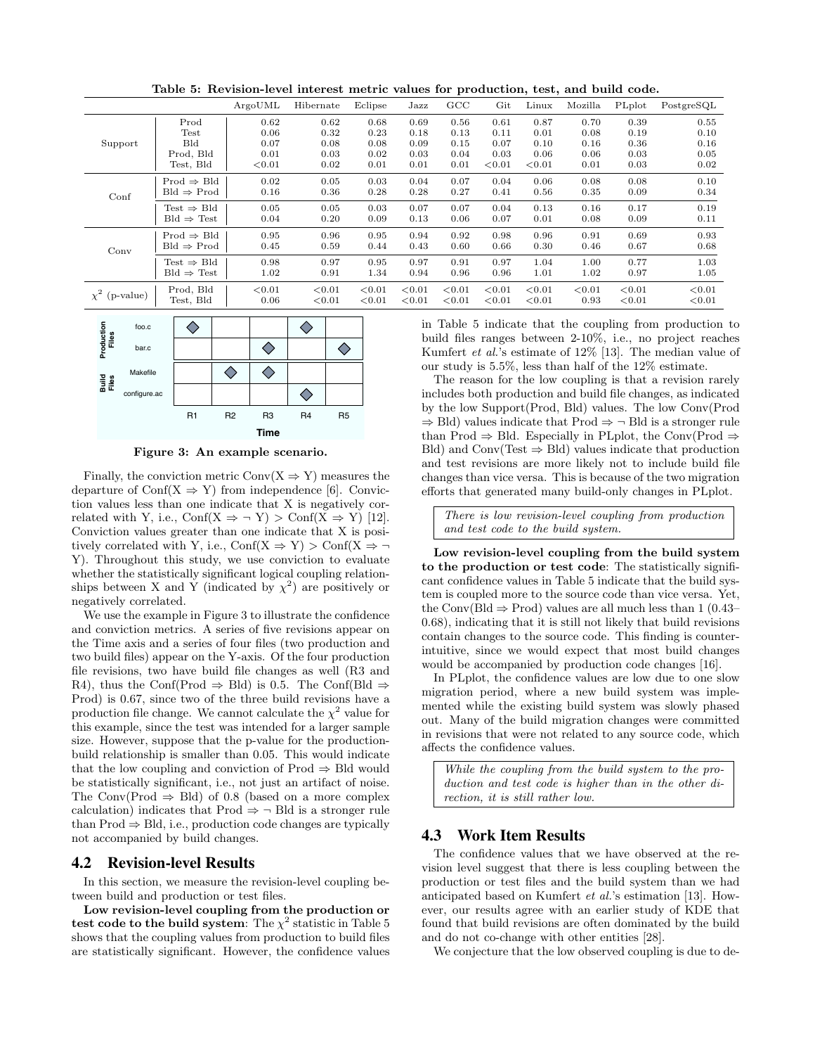**Table 5: Revision-level interest metric values for production, test, and build code.**

| | | ArgoUML | Hibernate | Eclipse | Jazz | GCC | Git | Linux | Mozilla | PLplot | PostgreSQL |
|---|---|---|---|---|---|---|---|---|---|---|---|
| Support | Prod | 0.62 | 0.62 | 0.68 | 0.69 | 0.56 | 0.61 | 0.87 | 0.70 | 0.39 | 0.55 |
| | Test | 0.06 | 0.32 | 0.23 | 0.18 | 0.13 | 0.11 | 0.01 | 0.08 | 0.19 | 0.10 |
| | Bld | 0.07 | 0.08 | 0.08 | 0.09 | 0.15 | 0.07 | 0.10 | 0.16 | 0.36 | 0.16 |
| | Prod, Bld | 0.01 | 0.03 | 0.02 | 0.03 | 0.04 | 0.03 | 0.06 | 0.06 | 0.03 | 0.05 |
| | Test, Bld | <0.01 | 0.02 | 0.01 | 0.01 | 0.01 | <0.01 | <0.01 | 0.01 | 0.03 | 0.02 |
| Conf | Prod ⇒ Bld | 0.02 | 0.05 | 0.03 | 0.04 | 0.07 | 0.04 | 0.06 | 0.08 | 0.08 | 0.10 |
| | Bld ⇒ Prod | 0.16 | 0.36 | 0.28 | 0.28 | 0.27 | 0.41 | 0.56 | 0.35 | 0.09 | 0.34 |
| | Test ⇒ Bld | 0.05 | 0.05 | 0.03 | 0.07 | 0.07 | 0.04 | 0.13 | 0.16 | 0.17 | 0.19 |
| | Bld ⇒ Test | 0.04 | 0.20 | 0.09 | 0.13 | 0.06 | 0.07 | 0.01 | 0.08 | 0.09 | 0.11 |
| Conv | Prod ⇒ Bld | 0.95 | 0.96 | 0.95 | 0.94 | 0.92 | 0.98 | 0.96 | 0.91 | 0.69 | 0.93 |
| | Bld ⇒ Prod | 0.45 | 0.59 | 0.44 | 0.43 | 0.60 | 0.66 | 0.30 | 0.46 | 0.67 | 0.68 |
| | Test ⇒ Bld | 0.98 | 0.97 | 0.95 | 0.97 | 0.91 | 0.97 | 1.04 | 1.00 | 0.77 | 1.03 |
| | Bld ⇒ Test | 1.02 | 0.91 | 1.34 | 0.94 | 0.96 | 0.96 | 1.01 | 1.02 | 0.97 | 1.05 |
| $\chi^2$ (p-value) | Prod, Bld | <0.01 | <0.01 | <0.01 | <0.01 | <0.01 | <0.01 | <0.01 | <0.01 | <0.01 | <0.01 |
| | Test, Bld | 0.06 | <0.01 | <0.01 | <0.01 | <0.01 | <0.01 | <0.01 | 0.93 | <0.01 | <0.01 |

| | | R1 | R2 | R3 | R4 | R5 |
|---|---|---|---|---|---|---|
| Production Files | foo.c | ◆ | | | ◆ | |
| | bar.c | | | ◆ | | ◆ |
| Build Files | Makefile | | ◆ | ◆ | | |
| | configure.ac | | | | ◆ | |

**Figure 3: An example scenario.**

Finally, the conviction metric Conv(X ⇒ Y) measures the departure of Conf(X ⇒ Y) from independence [6]. Conviction values less than one indicate that X is negatively correlated with Y, i.e., Conf(X ⇒ ¬ Y) > Conf(X ⇒ Y) [12]. Conviction values greater than one indicate that X is positively correlated with Y, i.e., Conf(X ⇒ Y) > Conf(X ⇒ ¬ Y). Throughout this study, we use conviction to evaluate whether the statistically significant logical coupling relationships between X and Y (indicated by $\chi^2$) are positively or negatively correlated.

We use the example in Figure 3 to illustrate the confidence and conviction metrics. A series of five revisions appear on the Time axis and a series of four files (two production and two build files) appear on the Y-axis. Of the four production file revisions, two have build file changes as well (R3 and R4), thus the Conf(Prod ⇒ Bld) is 0.5. The Conf(Bld ⇒ Prod) is 0.67, since two of the three build revisions have a production file change. We cannot calculate the $\chi^2$ value for this example, since the test was intended for a larger sample size. However, suppose that the p-value for the production-build relationship is smaller than 0.05. This would indicate that the low coupling and conviction of Prod ⇒ Bld would be statistically significant, i.e., not just an artifact of noise. The Conv(Prod ⇒ Bld) of 0.8 (based on a more complex calculation) indicates that Prod ⇒ ¬ Bld is a stronger rule than Prod ⇒ Bld, i.e., production code changes are typically not accompanied by build changes.

## 4.2 Revision-level Results

In this section, we measure the revision-level coupling between build and production or test files.

**Low revision-level coupling from the production or test code to the build system**: The $\chi^2$ statistic in Table 5 shows that the coupling values from production to build files are statistically significant. However, the confidence values in Table 5 indicate that the coupling from production to build files ranges between 2-10%, i.e., no project reaches Kumfert *et al.*'s estimate of 12% [13]. The median value of our study is 5.5%, less than half of the 12% estimate.

The reason for the low coupling is that a revision rarely includes both production and build file changes, as indicated by the low Support(Prod, Bld) values. The low Conv(Prod ⇒ Bld) values indicate that Prod ⇒ ¬ Bld is a stronger rule than Prod ⇒ Bld. Especially in PLplot, the Conv(Prod ⇒ Bld) and Conv(Test ⇒ Bld) values indicate that production and test revisions are more likely not to include build file changes than vice versa. This is because of the two migration efforts that generated many build-only changes in PLplot.

> *There is low revision-level coupling from production and test code to the build system.*

**Low revision-level coupling from the build system to the production or test code**: The statistically significant confidence values in Table 5 indicate that the build system is coupled more to the source code than vice versa. Yet, the Conv(Bld ⇒ Prod) values are all much less than 1 (0.43–0.68), indicating that it is still not likely that build revisions contain changes to the source code. This finding is counter-intuitive, since we would expect that most build changes would be accompanied by production code changes [16].

In PLplot, the confidence values are low due to one slow migration period, where a new build system was implemented while the existing build system was slowly phased out. Many of the build migration changes were committed in revisions that were not related to any source code, which affects the confidence values.

> *While the coupling from the build system to the production and test code is higher than in the other direction, it is still rather low.*

## 4.3 Work Item Results

The confidence values that we have observed at the revision level suggest that there is less coupling between the production or test files and the build system than we had anticipated based on Kumfert *et al.*'s estimation [13]. However, our results agree with an earlier study of KDE that found that build revisions are often dominated by the build and do not co-change with other entities [28].

We conjecture that the low observed coupling is due to de-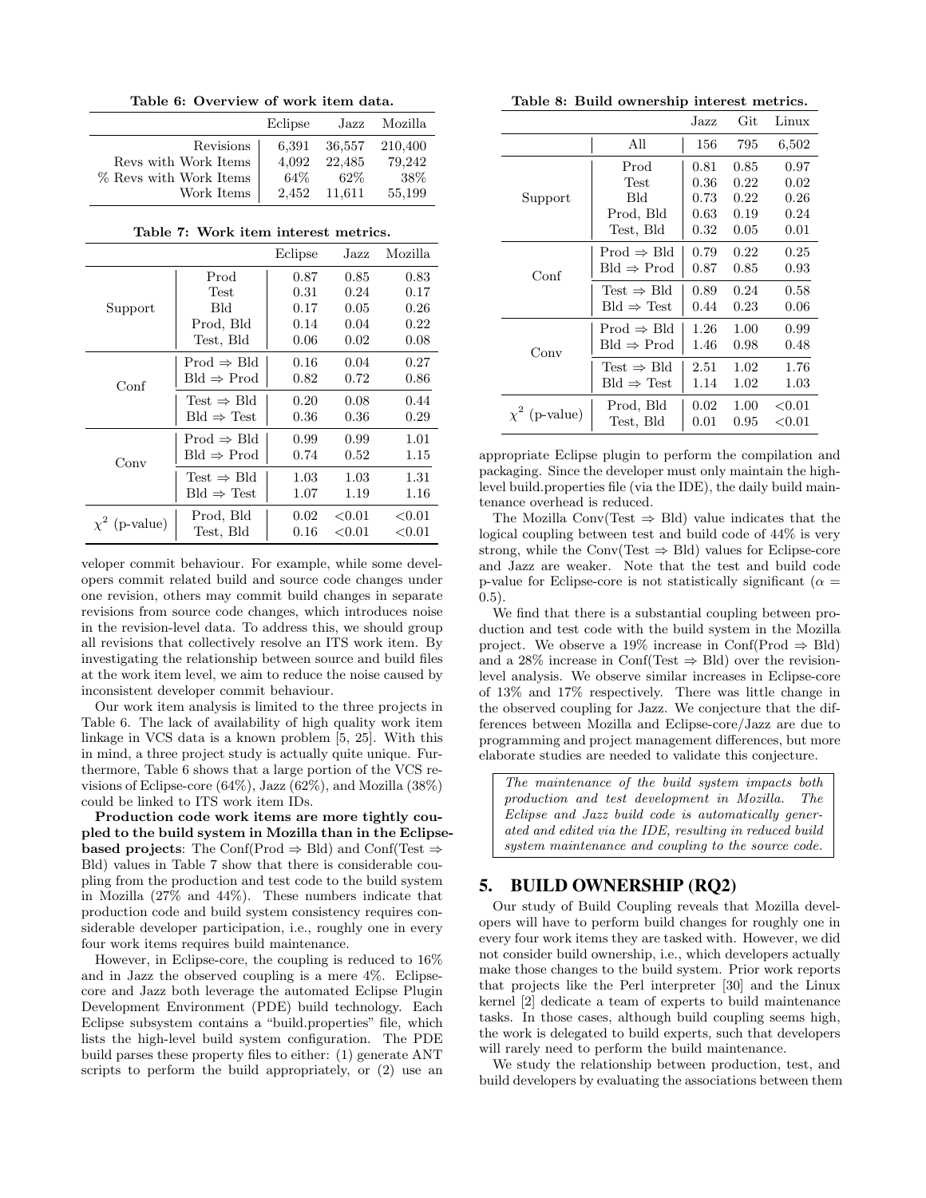**Table 6: Overview of work item data.**

| | Eclipse | Jazz | Mozilla |
|---|---|---|---|
| Revisions | 6,391 | 36,557 | 210,400 |
| Revs with Work Items | 4,092 | 22,485 | 79,242 |
| % Revs with Work Items | 64% | 62% | 38% |
| Work Items | 2,452 | 11,611 | 55,199 |

**Table 7: Work item interest metrics.**

| | | Eclipse | Jazz | Mozilla |
|---|---|---|---|---|
| Support | Prod | 0.87 | 0.85 | 0.83 |
| | Test | 0.31 | 0.24 | 0.17 |
| | Bld | 0.17 | 0.05 | 0.26 |
| | Prod, Bld | 0.14 | 0.04 | 0.22 |
| | Test, Bld | 0.06 | 0.02 | 0.08 |
| Conf | Prod ⇒ Bld | 0.16 | 0.04 | 0.27 |
| | Bld ⇒ Prod | 0.82 | 0.72 | 0.86 |
| | Test ⇒ Bld | 0.20 | 0.08 | 0.44 |
| | Bld ⇒ Test | 0.36 | 0.36 | 0.29 |
| Conv | Prod ⇒ Bld | 0.99 | 0.99 | 1.01 |
| | Bld ⇒ Prod | 0.74 | 0.52 | 1.15 |
| | Test ⇒ Bld | 1.03 | 1.03 | 1.31 |
| | Bld ⇒ Test | 1.07 | 1.19 | 1.16 |
| $\chi^2$ (p-value) | Prod, Bld | 0.02 | <0.01 | <0.01 |
| | Test, Bld | 0.16 | <0.01 | <0.01 |

veloper commit behaviour. For example, while some developers commit related build and source code changes under one revision, others may commit build changes in separate revisions from source code changes, which introduces noise in the revision-level data. To address this, we should group all revisions that collectively resolve an ITS work item. By investigating the relationship between source and build files at the work item level, we aim to reduce the noise caused by inconsistent developer commit behaviour.

Our work item analysis is limited to the three projects in Table 6. The lack of availability of high quality work item linkage in VCS data is a known problem [5, 25]. With this in mind, a three project study is actually quite unique. Furthermore, Table 6 shows that a large portion of the VCS revisions of Eclipse-core (64%), Jazz (62%), and Mozilla (38%) could be linked to ITS work item IDs.

**Production code work items are more tightly coupled to the build system in Mozilla than in the Eclipse-based projects**: The Conf(Prod ⇒ Bld) and Conf(Test ⇒ Bld) values in Table 7 show that there is considerable coupling from the production and test code to the build system in Mozilla (27% and 44%). These numbers indicate that production code and build system consistency requires considerable developer participation, i.e., roughly one in every four work items requires build maintenance.

However, in Eclipse-core, the coupling is reduced to 16% and in Jazz the observed coupling is a mere 4%. Eclipse-core and Jazz both leverage the automated Eclipse Plugin Development Environment (PDE) build technology. Each Eclipse subsystem contains a "build.properties" file, which lists the high-level build system configuration. The PDE build parses these property files to either: (1) generate ANT scripts to perform the build appropriately, or (2) use an appropriate Eclipse plugin to perform the compilation and packaging. Since the developer must only maintain the high-level build.properties file (via the IDE), the daily build maintenance overhead is reduced.

**Table 8: Build ownership interest metrics.**

| | | Jazz | Git | Linux |
|---|---|---|---|---|
| | All | 156 | 795 | 6,502 |
| Support | Prod | 0.81 | 0.85 | 0.97 |
| | Test | 0.36 | 0.22 | 0.02 |
| | Bld | 0.73 | 0.22 | 0.26 |
| | Prod, Bld | 0.63 | 0.19 | 0.24 |
| | Test, Bld | 0.32 | 0.05 | 0.01 |
| Conf | Prod ⇒ Bld | 0.79 | 0.22 | 0.25 |
| | Bld ⇒ Prod | 0.87 | 0.85 | 0.93 |
| | Test ⇒ Bld | 0.89 | 0.24 | 0.58 |
| | Bld ⇒ Test | 0.44 | 0.23 | 0.06 |
| Conv | Prod ⇒ Bld | 1.26 | 1.00 | 0.99 |
| | Bld ⇒ Prod | 1.46 | 0.98 | 0.48 |
| | Test ⇒ Bld | 2.51 | 1.02 | 1.76 |
| | Bld ⇒ Test | 1.14 | 1.02 | 1.03 |
| $\chi^2$ (p-value) | Prod, Bld | 0.02 | 1.00 | <0.01 |
| | Test, Bld | 0.01 | 0.95 | <0.01 |

The Mozilla Conv(Test ⇒ Bld) value indicates that the logical coupling between test and build code of 44% is very strong, while the Conv(Test ⇒ Bld) values for Eclipse-core and Jazz are weaker. Note that the test and build code p-value for Eclipse-core is not statistically significant ($\alpha = 0.5$).

We find that there is a substantial coupling between production and test code with the build system in the Mozilla project. We observe a 19% increase in Conf(Prod ⇒ Bld) and a 28% increase in Conf(Test ⇒ Bld) over the revision-level analysis. We observe similar increases in Eclipse-core of 13% and 17% respectively. There was little change in the observed coupling for Jazz. We conjecture that the differences between Mozilla and Eclipse-core/Jazz are due to programming and project management differences, but more elaborate studies are needed to validate this conjecture.

> *The maintenance of the build system impacts both production and test development in Mozilla. The Eclipse and Jazz build code is automatically generated and edited via the IDE, resulting in reduced build system maintenance and coupling to the source code.*

## 5. BUILD OWNERSHIP (RQ2)

Our study of Build Coupling reveals that Mozilla developers will have to perform build changes for roughly one in every four work items they are tasked with. However, we did not consider build ownership, i.e., which developers actually make those changes to the build system. Prior work reports that projects like the Perl interpreter [30] and the Linux kernel [2] dedicate a team of experts to build maintenance tasks. In those cases, although build coupling seems high, the work is delegated to build experts, such that developers will rarely need to perform the build maintenance.

We study the relationship between production, test, and build developers by evaluating the associations between them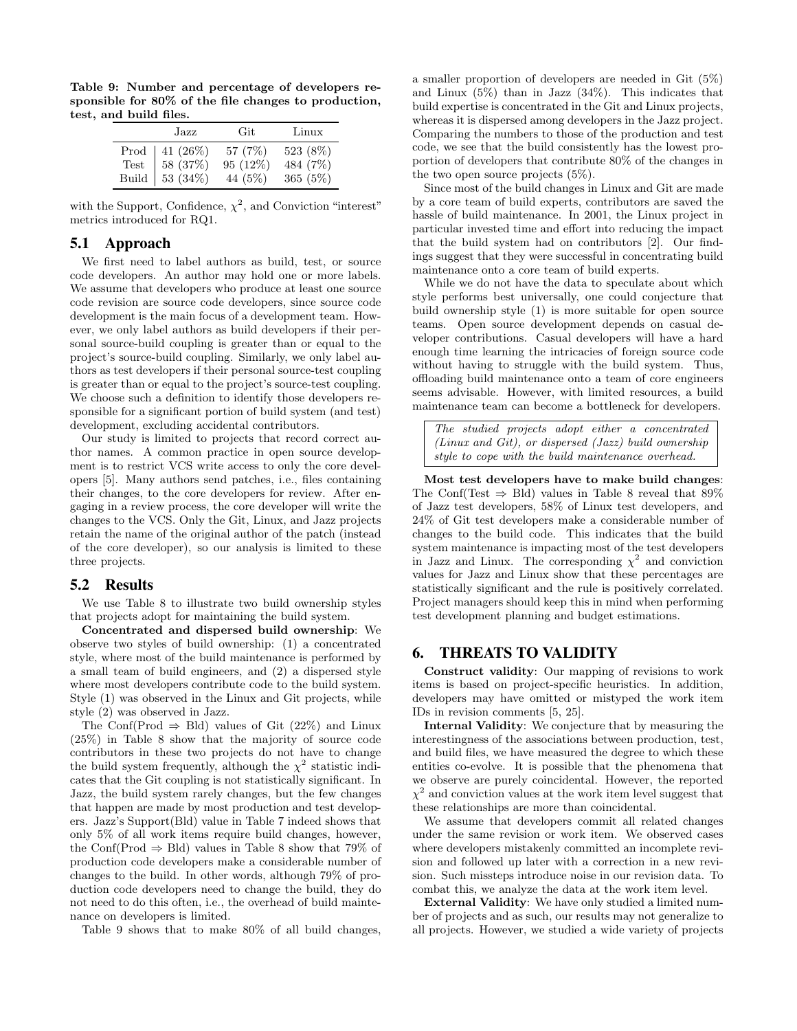**Table 9: Number and percentage of developers responsible for 80% of the file changes to production, test, and build files.**

| | Jazz | Git | Linux |
|---|---|---|---|
| Prod | 41 (26%) | 57 (7%) | 523 (8%) |
| Test | 58 (37%) | 95 (12%) | 484 (7%) |
| Build | 53 (34%) | 44 (5%) | 365 (5%) |

with the Support, Confidence, $\chi^2$, and Conviction "interest" metrics introduced for RQ1.

## 5.1 Approach

We first need to label authors as build, test, or source code developers. An author may hold one or more labels. We assume that developers who produce at least one source code revision are source code developers, since source code development is the main focus of a development team. However, we only label authors as build developers if their personal source-build coupling is greater than or equal to the project's source-build coupling. Similarly, we only label authors as test developers if their personal source-test coupling is greater than or equal to the project's source-test coupling. We choose such a definition to identify those developers responsible for a significant portion of build system (and test) development, excluding accidental contributors.

Our study is limited to projects that record correct author names. A common practice in open source development is to restrict VCS write access to only the core developers [5]. Many authors send patches, i.e., files containing their changes, to the core developers for review. After engaging in a review process, the core developer will write the changes to the VCS. Only the Git, Linux, and Jazz projects retain the name of the original author of the patch (instead of the core developer), so our analysis is limited to these three projects.

## 5.2 Results

We use Table 8 to illustrate two build ownership styles that projects adopt for maintaining the build system.

**Concentrated and dispersed build ownership**: We observe two styles of build ownership: (1) a concentrated style, where most of the build maintenance is performed by a small team of build engineers, and (2) a dispersed style where most developers contribute code to the build system. Style (1) was observed in the Linux and Git projects, while style (2) was observed in Jazz.

The Conf(Prod $\Rightarrow$ Bld) values of Git (22%) and Linux (25%) in Table 8 show that the majority of source code contributors in these two projects do not have to change the build system frequently, although the $\chi^2$ statistic indicates that the Git coupling is not statistically significant. In Jazz, the build system rarely changes, but the few changes that happen are made by most production and test developers. Jazz's Support(Bld) value in Table 7 indeed shows that only 5% of all work items require build changes, however, the Conf(Prod $\Rightarrow$ Bld) values in Table 8 show that 79% of production code developers make a considerable number of changes to the build. In other words, although 79% of production code developers need to change the build, they do not need to do this often, i.e., the overhead of build maintenance on developers is limited.

Table 9 shows that to make 80% of all build changes, a smaller proportion of developers are needed in Git (5%) and Linux (5%) than in Jazz (34%). This indicates that build expertise is concentrated in the Git and Linux projects, whereas it is dispersed among developers in the Jazz project. Comparing the numbers to those of the production and test code, we see that the build consistently has the lowest proportion of developers that contribute 80% of the changes in the two open source projects (5%).

Since most of the build changes in Linux and Git are made by a core team of build experts, contributors are saved the hassle of build maintenance. In 2001, the Linux project in particular invested time and effort into reducing the impact that the build system had on contributors [2]. Our findings suggest that they were successful in concentrating build maintenance onto a core team of build experts.

While we do not have the data to speculate about which style performs best universally, one could conjecture that build ownership style (1) is more suitable for open source teams. Open source development depends on casual developer contributions. Casual developers will have a hard enough time learning the intricacies of foreign source code without having to struggle with the build system. Thus, offloading build maintenance onto a team of core engineers seems advisable. However, with limited resources, a build maintenance team can become a bottleneck for developers.

> *The studied projects adopt either a concentrated (Linux and Git), or dispersed (Jazz) build ownership style to cope with the build maintenance overhead.*

**Most test developers have to make build changes**: The Conf(Test $\Rightarrow$ Bld) values in Table 8 reveal that 89% of Jazz test developers, 58% of Linux test developers, and 24% of Git test developers make a considerable number of changes to the build code. This indicates that the build system maintenance is impacting most of the test developers in Jazz and Linux. The corresponding $\chi^2$ and conviction values for Jazz and Linux show that these percentages are statistically significant and the rule is positively correlated. Project managers should keep this in mind when performing test development planning and budget estimations.

# 6. THREATS TO VALIDITY

**Construct validity**: Our mapping of revisions to work items is based on project-specific heuristics. In addition, developers may have omitted or mistyped the work item IDs in revision comments [5, 25].

**Internal Validity**: We conjecture that by measuring the interestingness of the associations between production, test, and build files, we have measured the degree to which these entities co-evolve. It is possible that the phenomena that we observe are purely coincidental. However, the reported $\chi^2$ and conviction values at the work item level suggest that these relationships are more than coincidental.

We assume that developers commit all related changes under the same revision or work item. We observed cases where developers mistakenly committed an incomplete revision and followed up later with a correction in a new revision. Such missteps introduce noise in our revision data. To combat this, we analyze the data at the work item level.

**External Validity**: We have only studied a limited number of projects and as such, our results may not generalize to all projects. However, we studied a wide variety of projects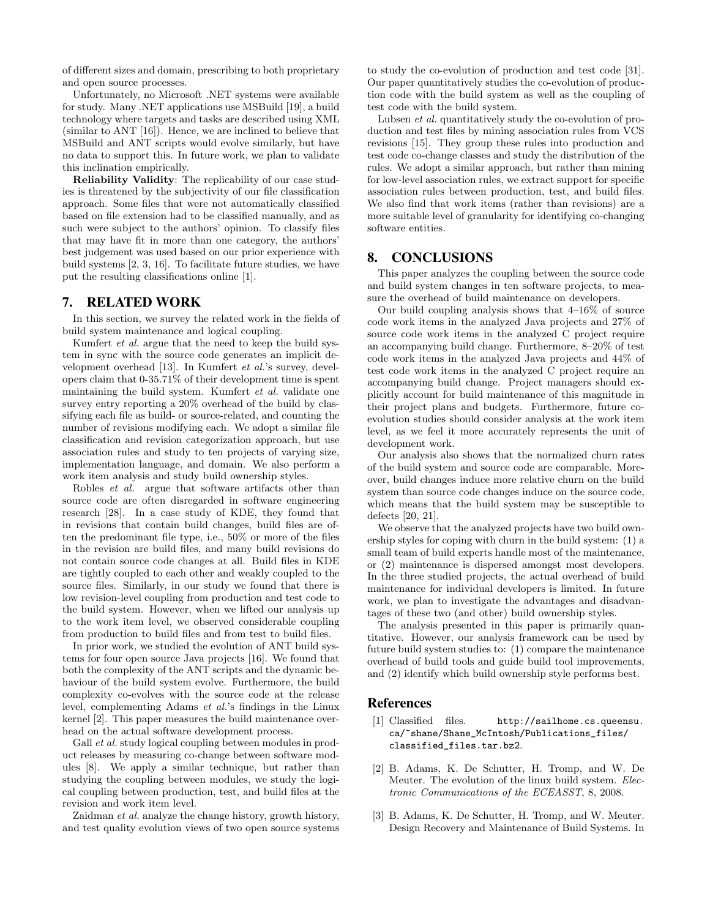of different sizes and domain, prescribing to both proprietary and open source processes.

Unfortunately, no Microsoft .NET systems were available for study. Many .NET applications use MSBuild [19], a build technology where targets and tasks are described using XML (similar to ANT [16]). Hence, we are inclined to believe that MSBuild and ANT scripts would evolve similarly, but have no data to support this. In future work, we plan to validate this inclination empirically.

**Reliability Validity**: The replicability of our case studies is threatened by the subjectivity of our file classification approach. Some files that were not automatically classified based on file extension had to be classified manually, and as such were subject to the authors' opinion. To classify files that may have fit in more than one category, the authors' best judgement was used based on our prior experience with build systems [2, 3, 16]. To facilitate future studies, we have put the resulting classifications online [1].

## 7. RELATED WORK

In this section, we survey the related work in the fields of build system maintenance and logical coupling.

Kumfert *et al.* argue that the need to keep the build system in sync with the source code generates an implicit development overhead [13]. In Kumfert *et al.*'s survey, developers claim that 0-35.71% of their development time is spent maintaining the build system. Kumfert *et al.* validate one survey entry reporting a 20% overhead of the build by classifying each file as build- or source-related, and counting the number of revisions modifying each. We adopt a similar file classification and revision categorization approach, but use association rules and study to ten projects of varying size, implementation language, and domain. We also perform a work item analysis and study build ownership styles.

Robles *et al.* argue that software artifacts other than source code are often disregarded in software engineering research [28]. In a case study of KDE, they found that in revisions that contain build changes, build files are often the predominant file type, i.e., 50% or more of the files in the revision are build files, and many build revisions do not contain source code changes at all. Build files in KDE are tightly coupled to each other and weakly coupled to the source files. Similarly, in our study we found that there is low revision-level coupling from production and test code to the build system. However, when we lifted our analysis up to the work item level, we observed considerable coupling from production to build files and from test to build files.

In prior work, we studied the evolution of ANT build systems for four open source Java projects [16]. We found that both the complexity of the ANT scripts and the dynamic behaviour of the build system evolve. Furthermore, the build complexity co-evolves with the source code at the release level, complementing Adams *et al.*'s findings in the Linux kernel [2]. This paper measures the build maintenance overhead on the actual software development process.

Gall *et al.* study logical coupling between modules in product releases by measuring co-change between software modules [8]. We apply a similar technique, but rather than studying the coupling between modules, we study the logical coupling between production, test, and build files at the revision and work item level.

Zaidman *et al.* analyze the change history, growth history, and test quality evolution views of two open source systems to study the co-evolution of production and test code [31]. Our paper quantitatively studies the co-evolution of production code with the build system as well as the coupling of test code with the build system.

Lubsen *et al.* quantitatively study the co-evolution of production and test files by mining association rules from VCS revisions [15]. They group these rules into production and test code co-change classes and study the distribution of the rules. We adopt a similar approach, but rather than mining for low-level association rules, we extract support for specific association rules between production, test, and build files. We also find that work items (rather than revisions) are a more suitable level of granularity for identifying co-changing software entities.

## 8. CONCLUSIONS

This paper analyzes the coupling between the source code and build system changes in ten software projects, to measure the overhead of build maintenance on developers.

Our build coupling analysis shows that 4–16% of source code work items in the analyzed Java projects and 27% of source code work items in the analyzed C project require an accompanying build change. Furthermore, 8–20% of test code work items in the analyzed Java projects and 44% of test code work items in the analyzed C project require an accompanying build change. Project managers should explicitly account for build maintenance of this magnitude in their project plans and budgets. Furthermore, future co-evolution studies should consider analysis at the work item level, as we feel it more accurately represents the unit of development work.

Our analysis also shows that the normalized churn rates of the build system and source code are comparable. Moreover, build changes induce more relative churn on the build system than source code changes induce on the source code, which means that the build system may be susceptible to defects [20, 21].

We observe that the analyzed projects have two build ownership styles for coping with churn in the build system: (1) a small team of build experts handle most of the maintenance, or (2) maintenance is dispersed amongst most developers. In the three studied projects, the actual overhead of build maintenance for individual developers is limited. In future work, we plan to investigate the advantages and disadvantages of these two (and other) build ownership styles.

The analysis presented in this paper is primarily quantitative. However, our analysis framework can be used by future build system studies to: (1) compare the maintenance overhead of build tools and guide build tool improvements, and (2) identify which build ownership style performs best.

## References

[1] Classified files. `http://sailhome.cs.queensu.ca/~shane/Shane_McIntosh/Publications_files/classified_files.tar.bz2`.

[2] B. Adams, K. De Schutter, H. Tromp, and W. De Meuter. The evolution of the linux build system. *Electronic Communications of the ECEASST*, 8, 2008.

[3] B. Adams, K. De Schutter, H. Tromp, and W. Meuter. Design Recovery and Maintenance of Build Systems. In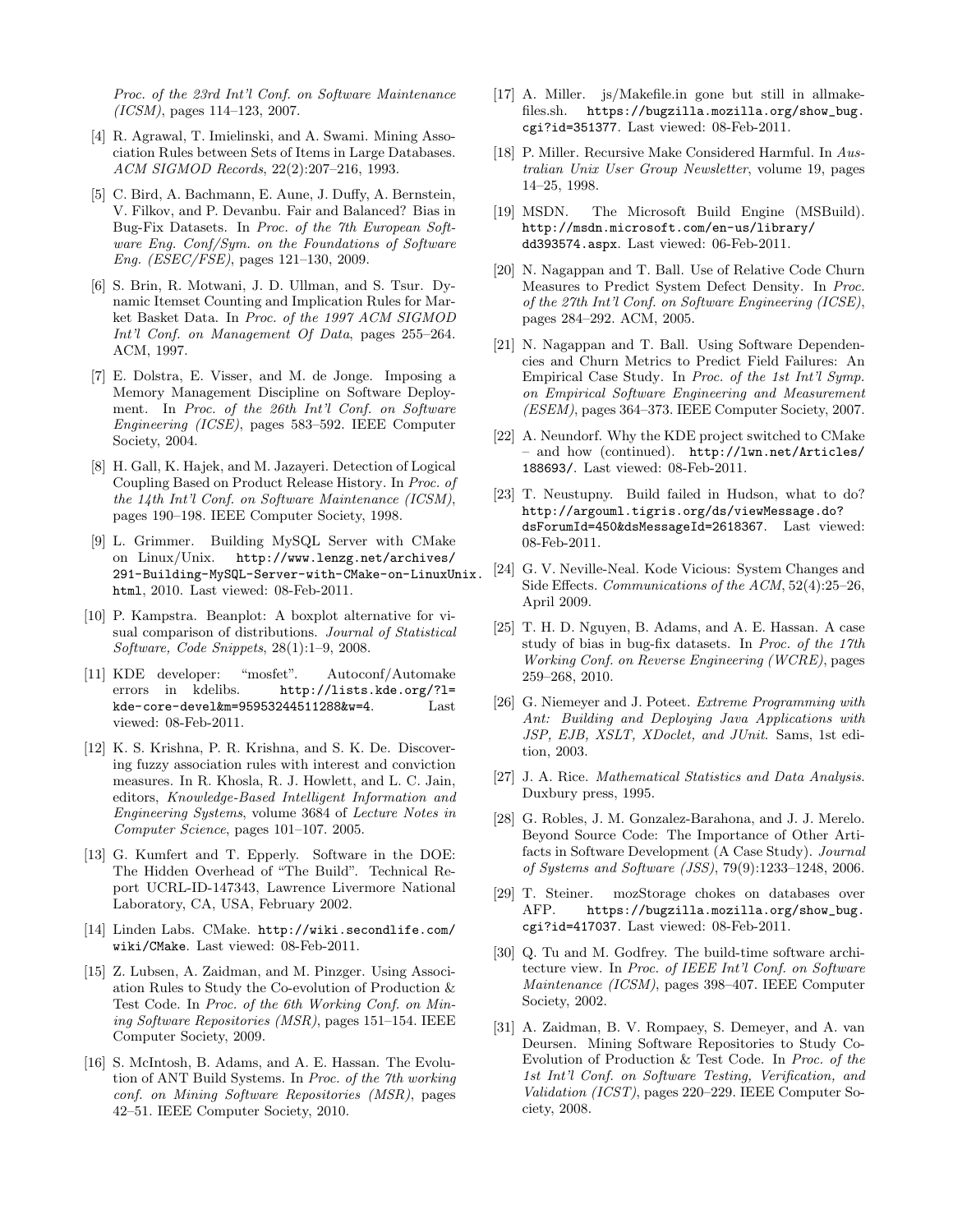*Proc. of the 23rd Int'l Conf. on Software Maintenance (ICSM)*, pages 114–123, 2007.

[4] R. Agrawal, T. Imielinski, and A. Swami. Mining Association Rules between Sets of Items in Large Databases. *ACM SIGMOD Records*, 22(2):207–216, 1993.

[5] C. Bird, A. Bachmann, E. Aune, J. Duffy, A. Bernstein, V. Filkov, and P. Devanbu. Fair and Balanced? Bias in Bug-Fix Datasets. In *Proc. of the 7th European Software Eng. Conf/Sym. on the Foundations of Software Eng. (ESEC/FSE)*, pages 121–130, 2009.

[6] S. Brin, R. Motwani, J. D. Ullman, and S. Tsur. Dynamic Itemset Counting and Implication Rules for Market Basket Data. In *Proc. of the 1997 ACM SIGMOD Int'l Conf. on Management Of Data*, pages 255–264. ACM, 1997.

[7] E. Dolstra, E. Visser, and M. de Jonge. Imposing a Memory Management Discipline on Software Deployment. In *Proc. of the 26th Int'l Conf. on Software Engineering (ICSE)*, pages 583–592. IEEE Computer Society, 2004.

[8] H. Gall, K. Hajek, and M. Jazayeri. Detection of Logical Coupling Based on Product Release History. In *Proc. of the 14th Int'l Conf. on Software Maintenance (ICSM)*, pages 190–198. IEEE Computer Society, 1998.

[9] L. Grimmer. Building MySQL Server with CMake on Linux/Unix. `http://www.lenzg.net/archives/291-Building-MySQL-Server-with-CMake-on-LinuxUnix.html`, 2010. Last viewed: 08-Feb-2011.

[10] P. Kampstra. Beanplot: A boxplot alternative for visual comparison of distributions. *Journal of Statistical Software, Code Snippets*, 28(1):1–9, 2008.

[11] KDE developer: "mosfet". Autoconf/Automake errors in kdelibs. `http://lists.kde.org/?l=kde-core-devel&m=95953244511288&w=4`. Last viewed: 08-Feb-2011.

[12] K. S. Krishna, P. R. Krishna, and S. K. De. Discovering fuzzy association rules with interest and conviction measures. In R. Khosla, R. J. Howlett, and L. C. Jain, editors, *Knowledge-Based Intelligent Information and Engineering Systems*, volume 3684 of *Lecture Notes in Computer Science*, pages 101–107. 2005.

[13] G. Kumfert and T. Epperly. Software in the DOE: The Hidden Overhead of "The Build". Technical Report UCRL-ID-147343, Lawrence Livermore National Laboratory, CA, USA, February 2002.

[14] Linden Labs. CMake. `http://wiki.secondlife.com/wiki/CMake`. Last viewed: 08-Feb-2011.

[15] Z. Lubsen, A. Zaidman, and M. Pinzger. Using Association Rules to Study the Co-evolution of Production & Test Code. In *Proc. of the 6th Working Conf. on Mining Software Repositories (MSR)*, pages 151–154. IEEE Computer Society, 2009.

[16] S. McIntosh, B. Adams, and A. E. Hassan. The Evolution of ANT Build Systems. In *Proc. of the 7th working conf. on Mining Software Repositories (MSR)*, pages 42–51. IEEE Computer Society, 2010.

[17] A. Miller. js/Makefile.in gone but still in allmakefiles.sh. `https://bugzilla.mozilla.org/show_bug.cgi?id=351377`. Last viewed: 08-Feb-2011.

[18] P. Miller. Recursive Make Considered Harmful. In *Australian Unix User Group Newsletter*, volume 19, pages 14–25, 1998.

[19] MSDN. The Microsoft Build Engine (MSBuild). `http://msdn.microsoft.com/en-us/library/dd393574.aspx`. Last viewed: 06-Feb-2011.

[20] N. Nagappan and T. Ball. Use of Relative Code Churn Measures to Predict System Defect Density. In *Proc. of the 27th Int'l Conf. on Software Engineering (ICSE)*, pages 284–292. ACM, 2005.

[21] N. Nagappan and T. Ball. Using Software Dependencies and Churn Metrics to Predict Field Failures: An Empirical Case Study. In *Proc. of the 1st Int'l Symp. on Empirical Software Engineering and Measurement (ESEM)*, pages 364–373. IEEE Computer Society, 2007.

[22] A. Neundorf. Why the KDE project switched to CMake – and how (continued). `http://lwn.net/Articles/188693/`. Last viewed: 08-Feb-2011.

[23] T. Neustupny. Build failed in Hudson, what to do? `http://argouml.tigris.org/ds/viewMessage.do?dsForumId=450&dsMessageId=2618367`. Last viewed: 08-Feb-2011.

[24] G. V. Neville-Neal. Kode Vicious: System Changes and Side Effects. *Communications of the ACM*, 52(4):25–26, April 2009.

[25] T. H. D. Nguyen, B. Adams, and A. E. Hassan. A case study of bias in bug-fix datasets. In *Proc. of the 17th Working Conf. on Reverse Engineering (WCRE)*, pages 259–268, 2010.

[26] G. Niemeyer and J. Poteet. *Extreme Programming with Ant: Building and Deploying Java Applications with JSP, EJB, XSLT, XDoclet, and JUnit*. Sams, 1st edition, 2003.

[27] J. A. Rice. *Mathematical Statistics and Data Analysis*. Duxbury press, 1995.

[28] G. Robles, J. M. Gonzalez-Barahona, and J. J. Merelo. Beyond Source Code: The Importance of Other Artifacts in Software Development (A Case Study). *Journal of Systems and Software (JSS)*, 79(9):1233–1248, 2006.

[29] T. Steiner. mozStorage chokes on databases over AFP. `https://bugzilla.mozilla.org/show_bug.cgi?id=417037`. Last viewed: 08-Feb-2011.

[30] Q. Tu and M. Godfrey. The build-time software architecture view. In *Proc. of IEEE Int'l Conf. on Software Maintenance (ICSM)*, pages 398–407. IEEE Computer Society, 2002.

[31] A. Zaidman, B. V. Rompaey, S. Demeyer, and A. van Deursen. Mining Software Repositories to Study Co-Evolution of Production & Test Code. In *Proc. of the 1st Int'l Conf. on Software Testing, Verification, and Validation (ICST)*, pages 220–229. IEEE Computer Society, 2008.